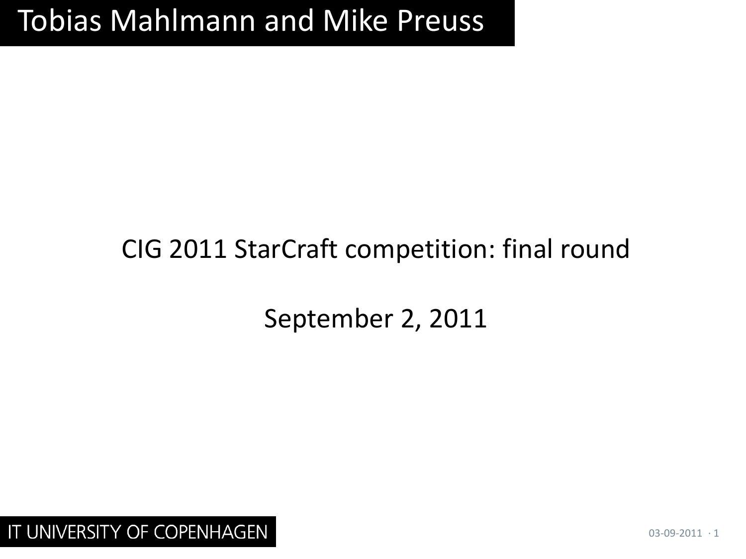Tobias Mahlmann and Mike Preuss

# CIG 2011 StarCraft competition: final round

September 2, 2011

IT UNIVERSITY OF COPENHAGEN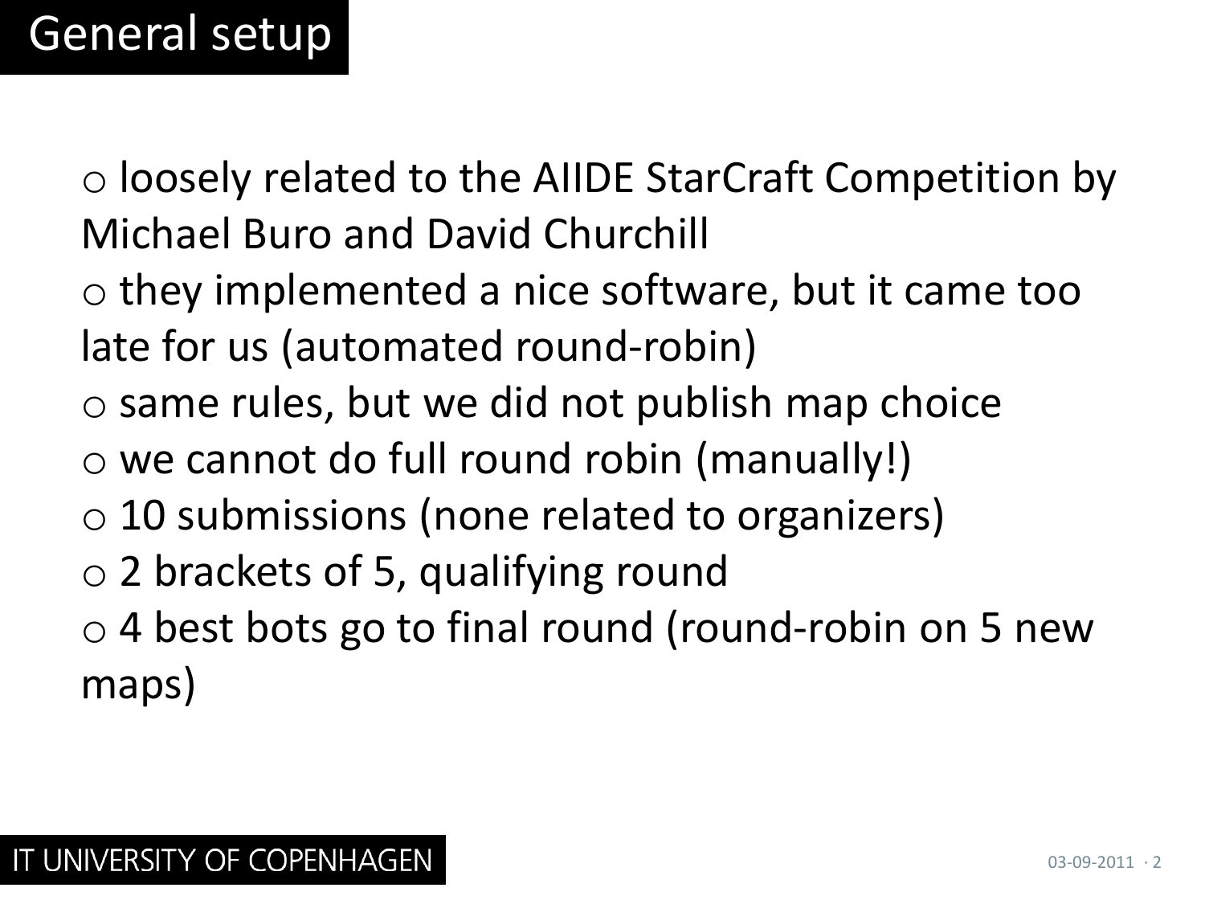# General setup

- loosely related to the AIIDE StarCraft Competition by Michael Buro and David Churchill
- they implemented a nice software, but it came too late for us (automated round-robin)
- same rules, but we did not publish map choice
- we cannot do full round robin (manually!)
- 10 submissions (none related to organizers)
- 2 brackets of 5, qualifying round
- 4 best bots go to final round (round-robin on 5 new maps)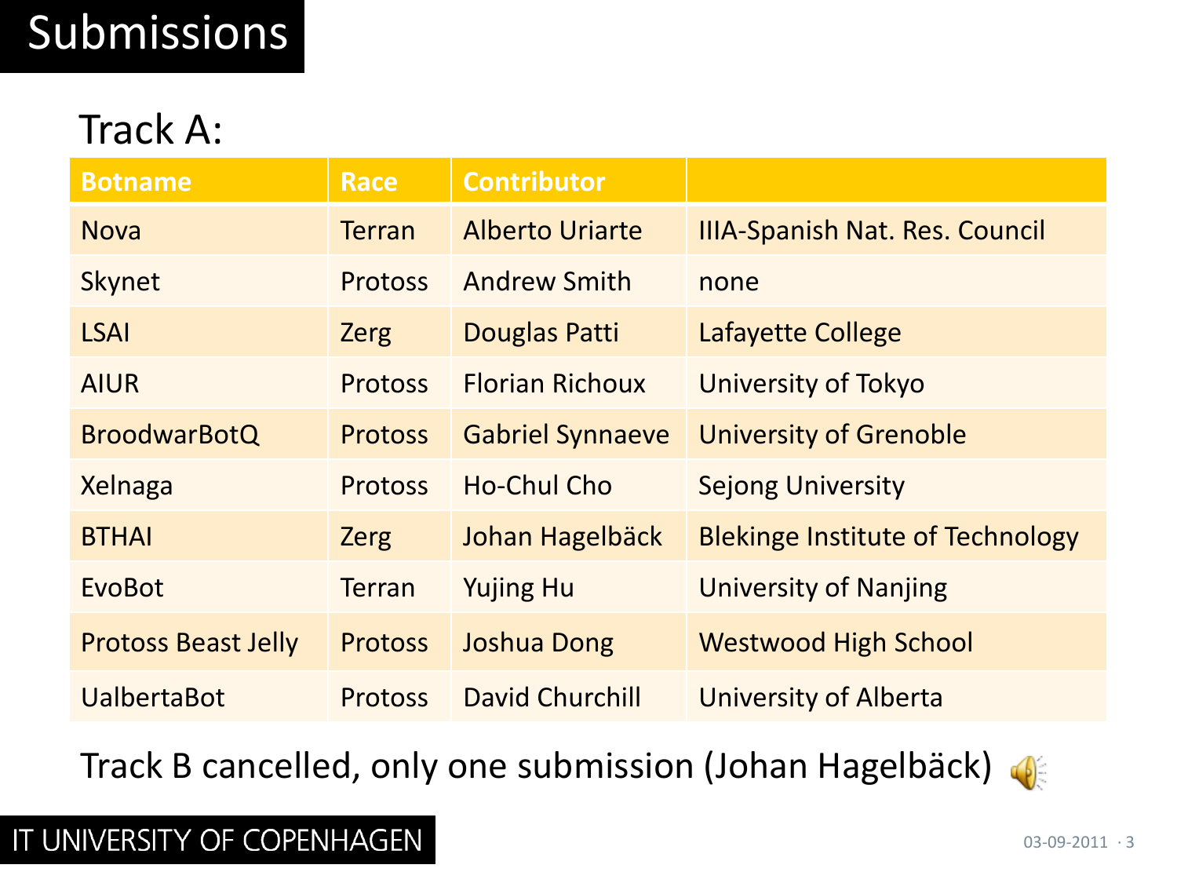# Submissions

## Track A:

| Botname | Race | Contributor | |
|---|---|---|---|
| Nova | Terran | Alberto Uriarte | IIIA-Spanish Nat. Res. Council |
| Skynet | Protoss | Andrew Smith | none |
| LSAI | Zerg | Douglas Patti | Lafayette College |
| AIUR | Protoss | Florian Richoux | University of Tokyo |
| BroodwarBotQ | Protoss | Gabriel Synnaeve | University of Grenoble |
| Xelnaga | Protoss | Ho-Chul Cho | Sejong University |
| BTHAI | Zerg | Johan Hagelbäck | Blekinge Institute of Technology |
| EvoBot | Terran | Yujing Hu | University of Nanjing |
| Protoss Beast Jelly | Protoss | Joshua Dong | Westwood High School |
| UalbertaBot | Protoss | David Churchill | University of Alberta |

Track B cancelled, only one submission (Johan Hagelbäck)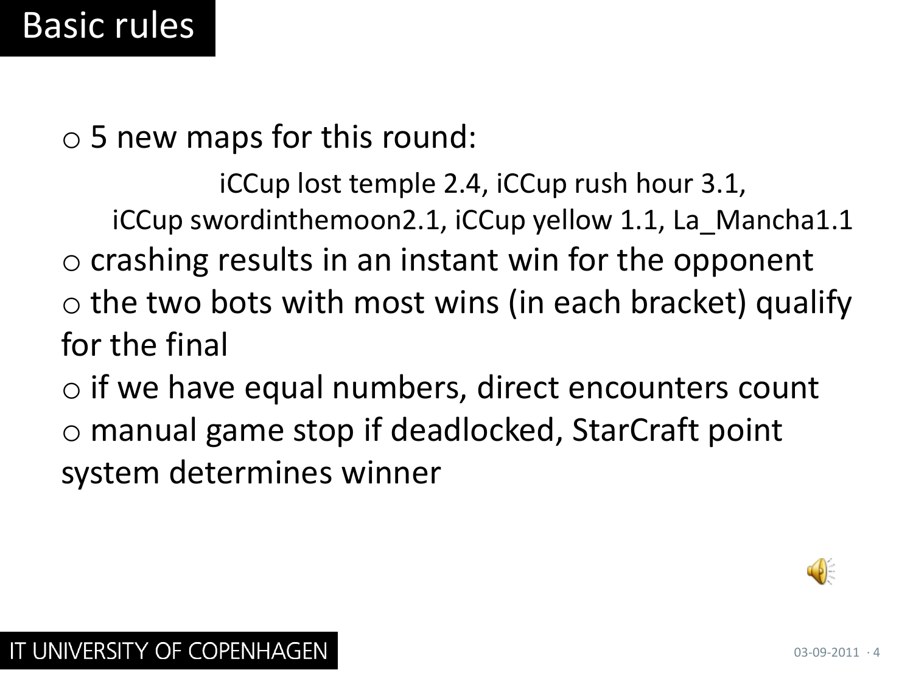# Basic rules

- 5 new maps for this round:

  iCCup lost temple 2.4, iCCup rush hour 3.1, iCCup swordinthemoon2.1, iCCup yellow 1.1, La_Mancha1.1

- crashing results in an instant win for the opponent
- the two bots with most wins (in each bracket) qualify for the final
- if we have equal numbers, direct encounters count
- manual game stop if deadlocked, StarCraft point system determines winner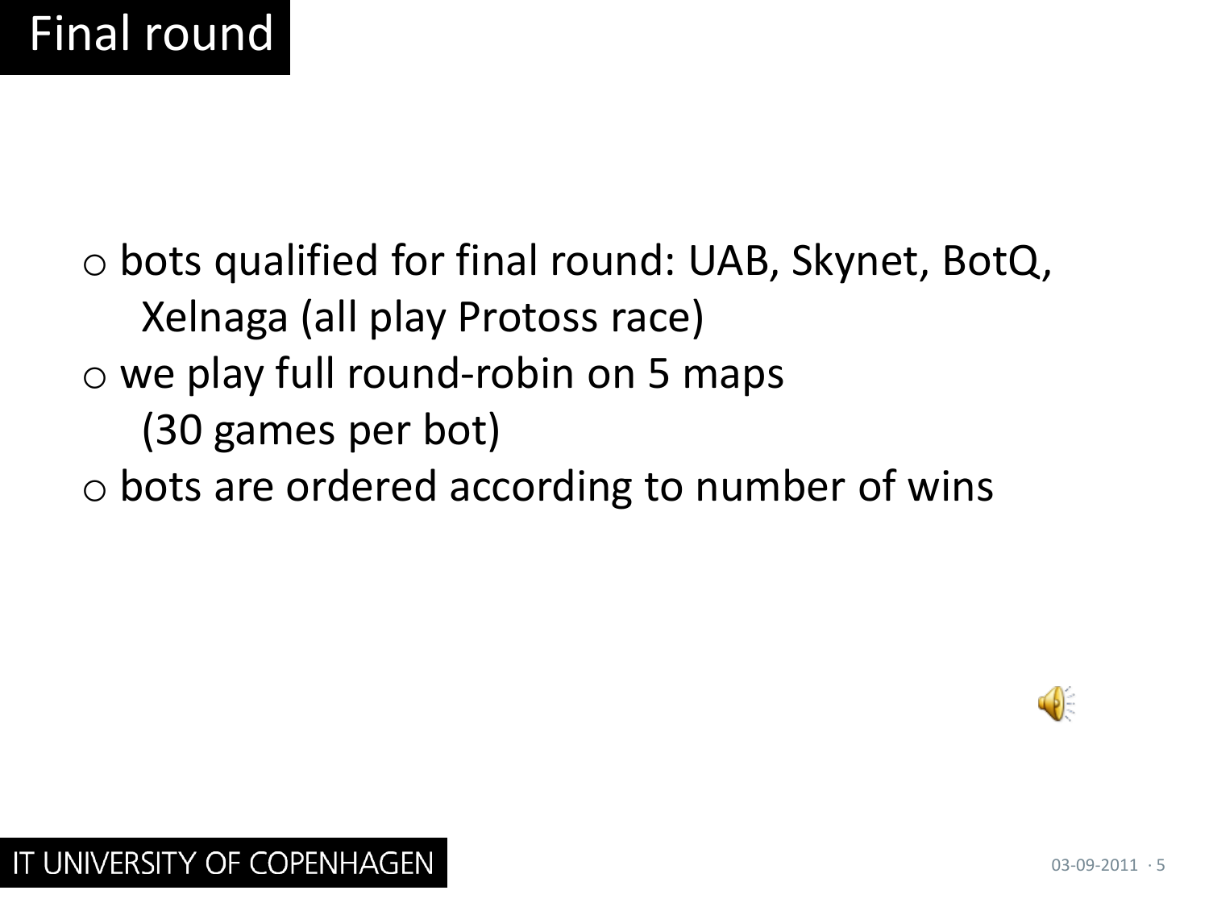# Final round

- bots qualified for final round: UAB, Skynet, BotQ, Xelnaga (all play Protoss race)
- we play full round-robin on 5 maps (30 games per bot)
- bots are ordered according to number of wins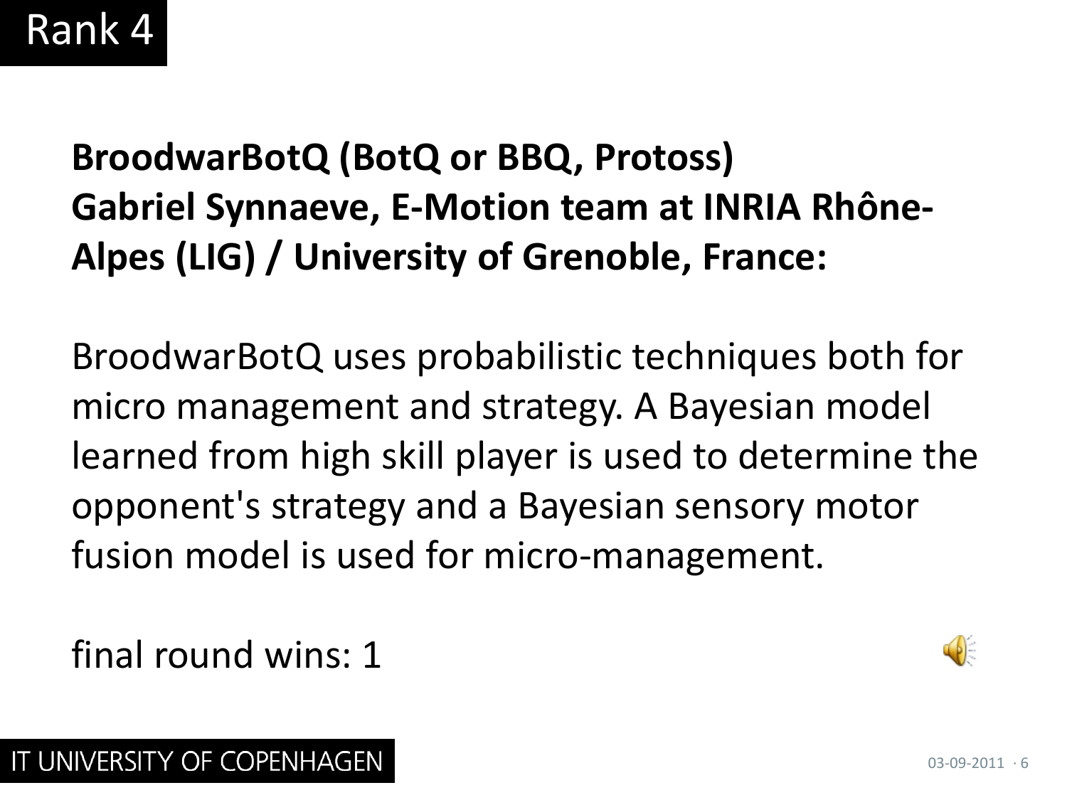# Rank 4

**BroodwarBotQ (BotQ or BBQ, Protoss)**
**Gabriel Synnaeve, E-Motion team at INRIA Rhône-Alpes (LIG) / University of Grenoble, France:**

BroodwarBotQ uses probabilistic techniques both for micro management and strategy. A Bayesian model learned from high skill player is used to determine the opponent's strategy and a Bayesian sensory motor fusion model is used for micro-management.

final round wins: 1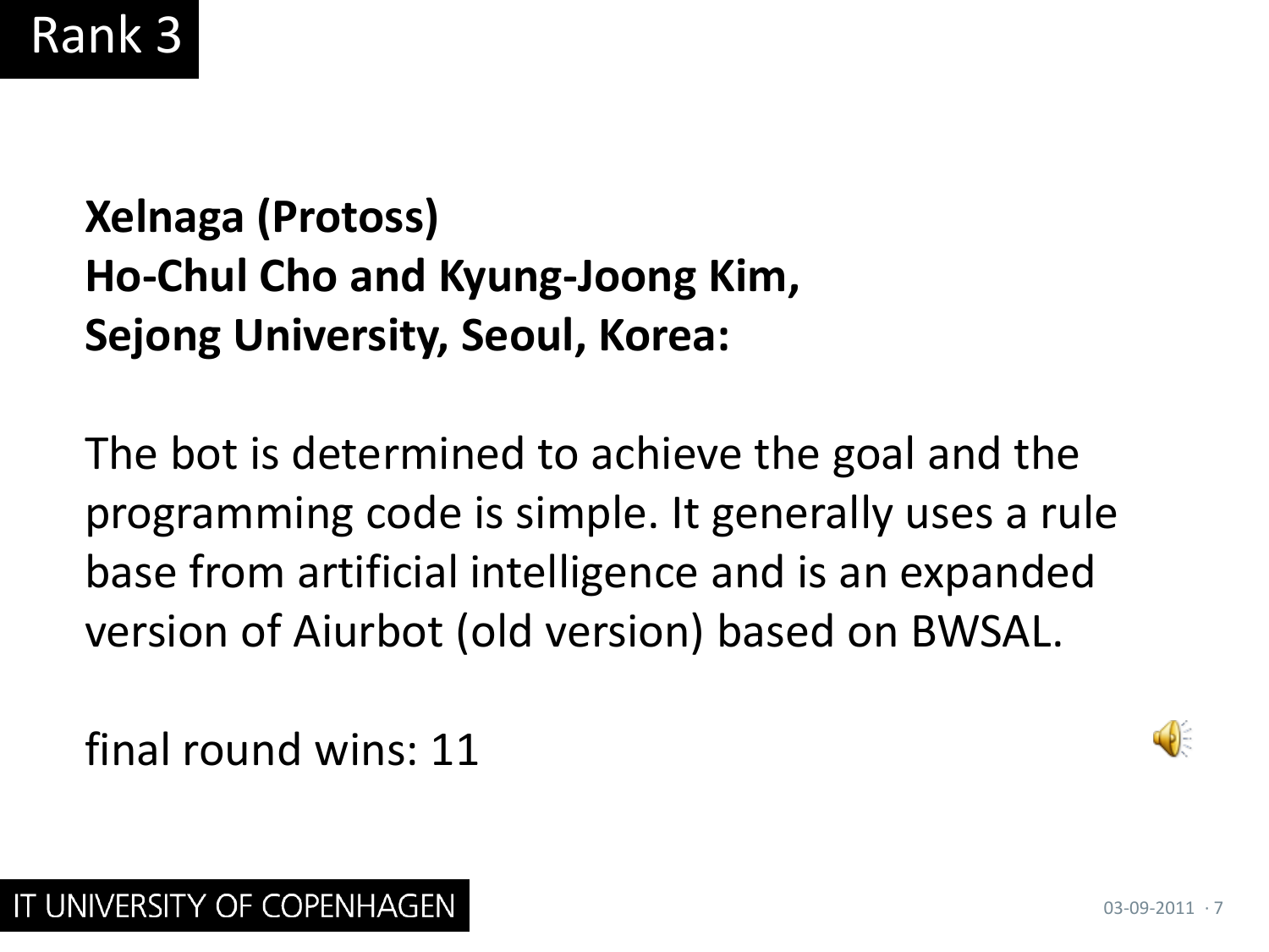# Rank 3

**Xelnaga (Protoss)**
**Ho-Chul Cho and Kyung-Joong Kim,**
**Sejong University, Seoul, Korea:**

The bot is determined to achieve the goal and the programming code is simple. It generally uses a rule base from artificial intelligence and is an expanded version of Aiurbot (old version) based on BWSAL.

final round wins: 11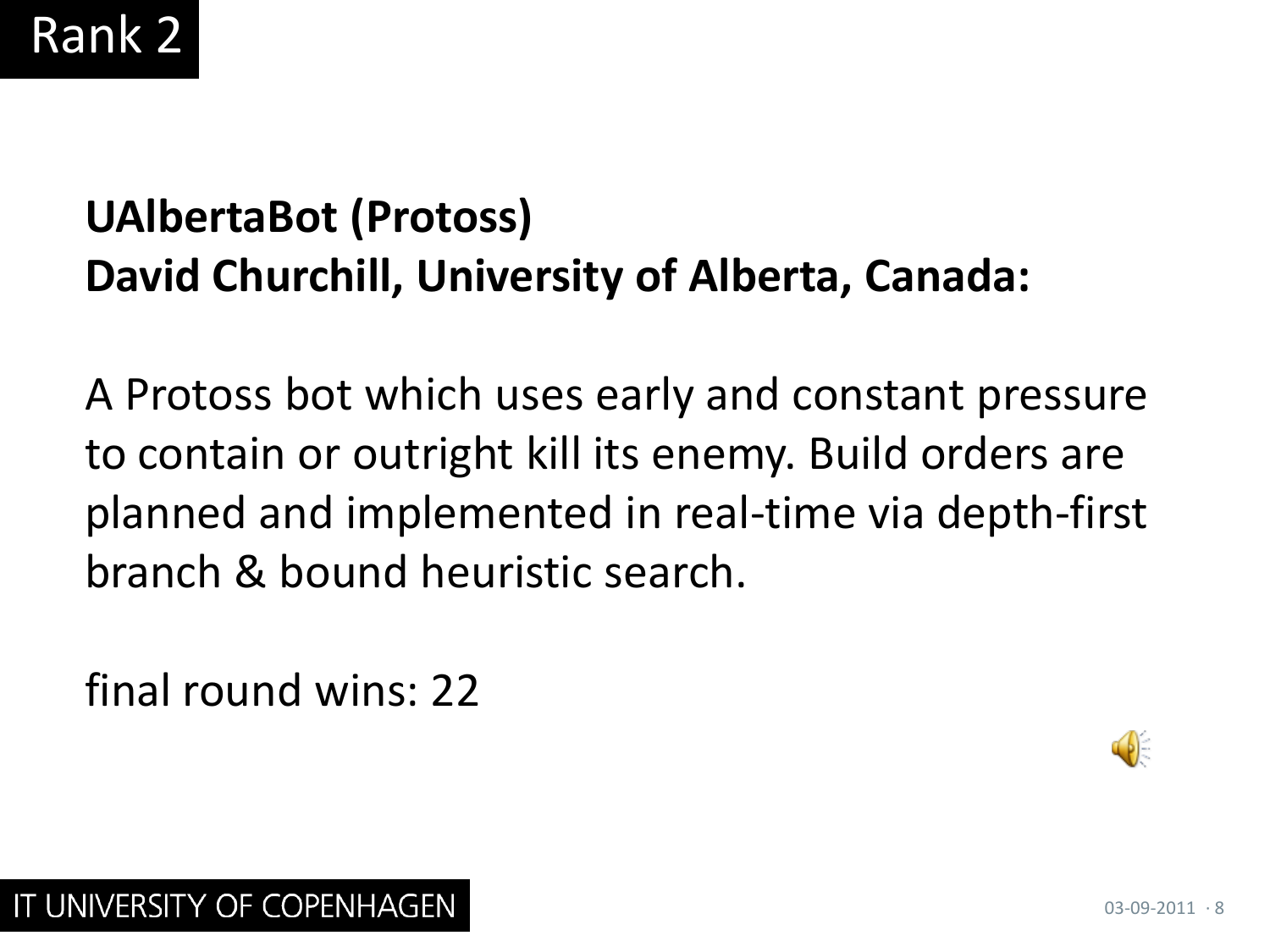# Rank 2

**UAlbertaBot (Protoss)**
**David Churchill, University of Alberta, Canada:**

A Protoss bot which uses early and constant pressure to contain or outright kill its enemy. Build orders are planned and implemented in real-time via depth-first branch & bound heuristic search.

final round wins: 22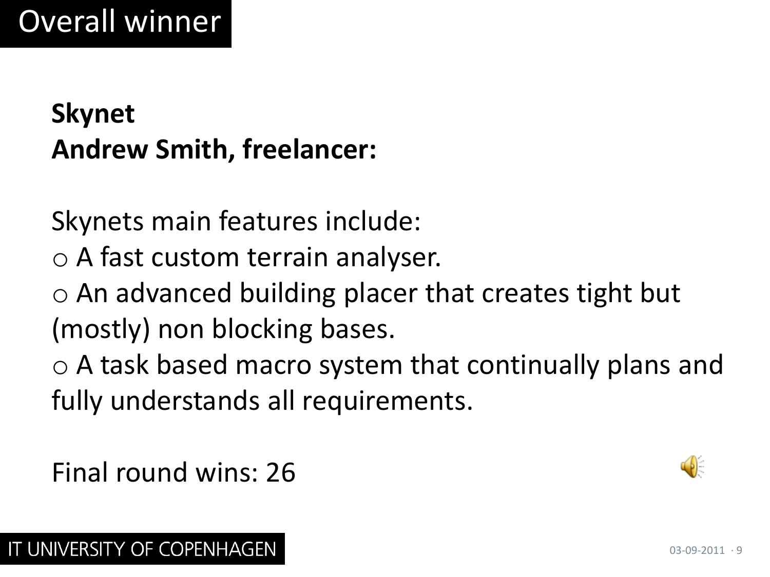# Overall winner

**Skynet**
**Andrew Smith, freelancer:**

Skynets main features include:

- A fast custom terrain analyser.
- An advanced building placer that creates tight but (mostly) non blocking bases.
- A task based macro system that continually plans and fully understands all requirements.

Final round wins: 26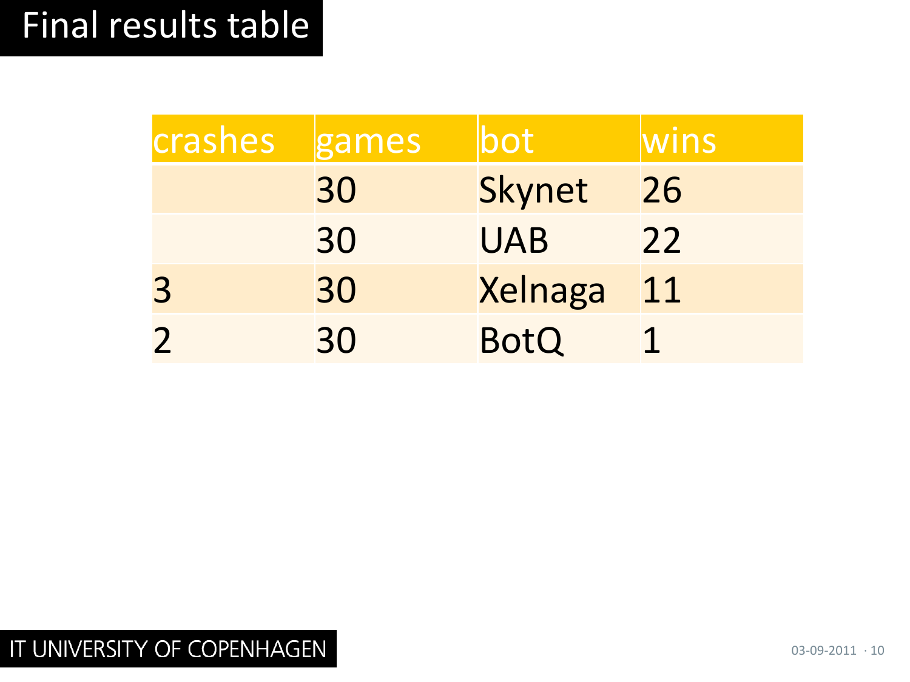# Final results table

| crashes | games | bot | wins |
|---|---|---|---|
| | 30 | Skynet | 26 |
| | 30 | UAB | 22 |
| 3 | 30 | Xelnaga | 11 |
| 2 | 30 | BotQ | 1 |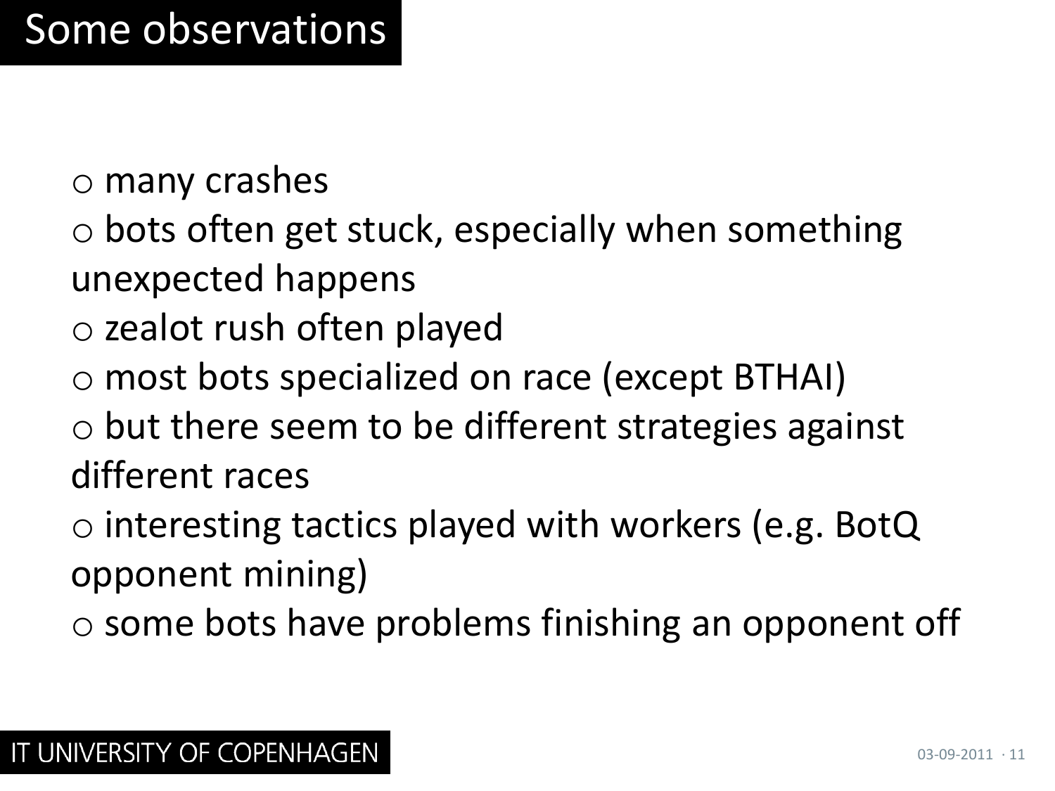# Some observations

- many crashes
- bots often get stuck, especially when something unexpected happens
- zealot rush often played
- most bots specialized on race (except BTHAI)
- but there seem to be different strategies against different races
- interesting tactics played with workers (e.g. BotQ opponent mining)
- some bots have problems finishing an opponent off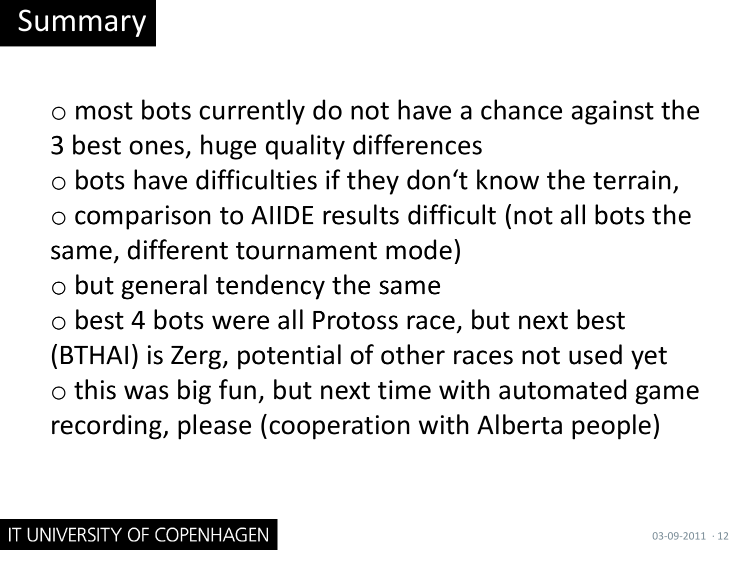# Summary

- most bots currently do not have a chance against the 3 best ones, huge quality differences
- bots have difficulties if they don‘t know the terrain,
- comparison to AIIDE results difficult (not all bots the same, different tournament mode)
- but general tendency the same
- best 4 bots were all Protoss race, but next best (BTHAI) is Zerg, potential of other races not used yet
- this was big fun, but next time with automated game recording, please (cooperation with Alberta people)